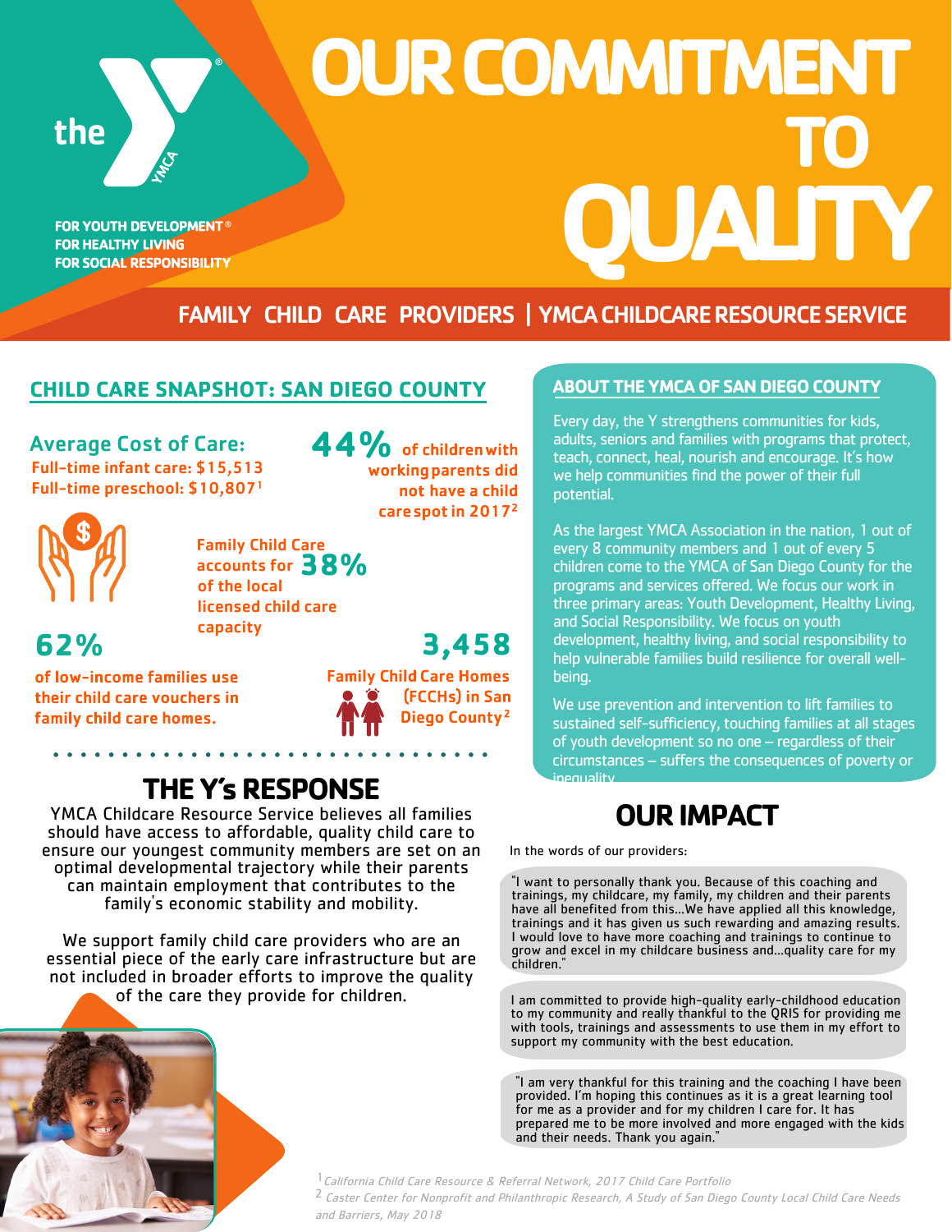the

FOR YOUTH DEVELOPMENT®
FOR HEALTHY LIVING
FOR SOCIAL RESPONSIBILITY

# OUR COMMITMENT TO QUALITY

## FAMILY CHILD CARE PROVIDERS | YMCA CHILDCARE RESOURCE SERVICE

## CHILD CARE SNAPSHOT: SAN DIEGO COUNTY

**Average Cost of Care:**
Full-time infant care: $15,513
Full-time preschool: $10,807[1]

**44%** of children with working parents did not have a child care spot in 2017[2]

Family Child Care accounts for **38%** of the local licensed child care capacity

**62%** of low-income families use their child care vouchers in family child care homes.

**3,458** Family Child Care Homes (FCCHs) in San Diego County[2]

## THE Y's RESPONSE

YMCA Childcare Resource Service believes all families should have access to affordable, quality child care to ensure our youngest community members are set on an optimal developmental trajectory while their parents can maintain employment that contributes to the family's economic stability and mobility.

We support family child care providers who are an essential piece of the early care infrastructure but are not included in broader efforts to improve the quality of the care they provide for children.

## ABOUT THE YMCA OF SAN DIEGO COUNTY

Every day, the Y strengthens communities for kids, adults, seniors and families with programs that protect, teach, connect, heal, nourish and encourage. It's how we help communities find the power of their full potential.

As the largest YMCA Association in the nation, 1 out of every 8 community members and 1 out of every 5 children come to the YMCA of San Diego County for the programs and services offered. We focus our work in three primary areas: Youth Development, Healthy Living, and Social Responsibility. We focus on youth development, healthy living, and social responsibility to help vulnerable families build resilience for overall well-being.

We use prevention and intervention to lift families to sustained self-sufficiency, touching families at all stages of youth development so no one – regardless of their circumstances – suffers the consequences of poverty or inequality.

## OUR IMPACT

In the words of our providers:

"I want to personally thank you. Because of this coaching and trainings, my childcare, my family, my children and their parents have all benefited from this...We have applied all this knowledge, trainings and it has given us such rewarding and amazing results. I would love to have more coaching and trainings to continue to grow and excel in my childcare business and...quality care for my children."

I am committed to provide high-quality early-childhood education to my community and really thankful to the QRIS for providing me with tools, trainings and assessments to use them in my effort to support my community with the best education.

"I am very thankful for this training and the coaching I have been provided. I'm hoping this continues as it is a great learning tool for me as a provider and for my children I care for. It has prepared me to be more involved and more engaged with the kids and their needs. Thank you again."

[1] *California Child Care Resource & Referral Network, 2017 Child Care Portfolio*
[2] *Caster Center for Nonprofit and Philanthropic Research, A Study of San Diego County Local Child Care Needs and Barriers, May 2018*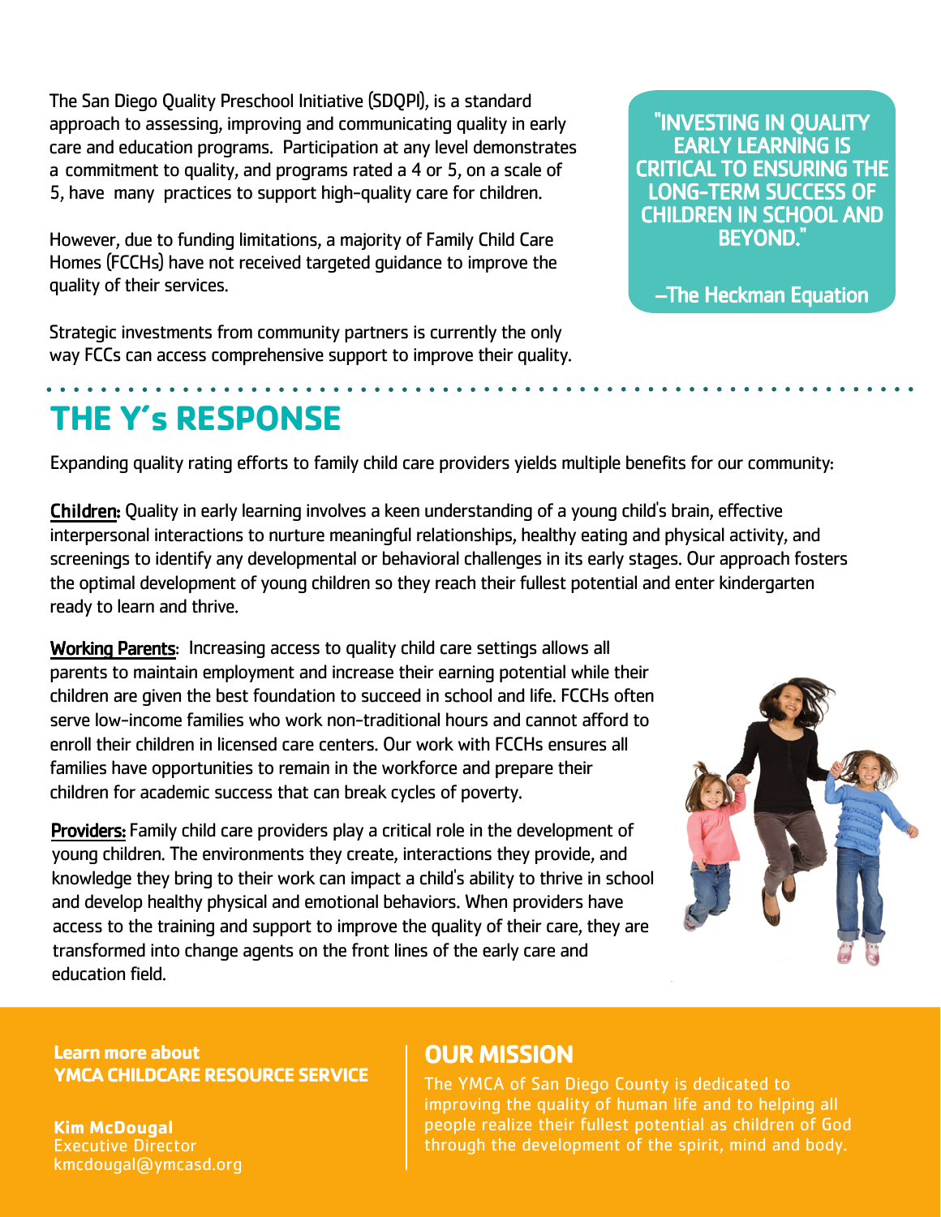The San Diego Quality Preschool Initiative (SDQPI), is a standard approach to assessing, improving and communicating quality in early care and education programs. Participation at any level demonstrates a commitment to quality, and programs rated a 4 or 5, on a scale of 5, have many practices to support high-quality care for children.

However, due to funding limitations, a majority of Family Child Care Homes (FCCHs) have not received targeted guidance to improve the quality of their services.

Strategic investments from community partners is currently the only way FCCs can access comprehensive support to improve their quality.

> "INVESTING IN QUALITY EARLY LEARNING IS CRITICAL TO ENSURING THE LONG-TERM SUCCESS OF CHILDREN IN SCHOOL AND BEYOND."
>
> –The Heckman Equation

## THE Y's RESPONSE

Expanding quality rating efforts to family child care providers yields multiple benefits for our community:

**Children:** Quality in early learning involves a keen understanding of a young child's brain, effective interpersonal interactions to nurture meaningful relationships, healthy eating and physical activity, and screenings to identify any developmental or behavioral challenges in its early stages. Our approach fosters the optimal development of young children so they reach their fullest potential and enter kindergarten ready to learn and thrive.

**Working Parents**: Increasing access to quality child care settings allows all parents to maintain employment and increase their earning potential while their children are given the best foundation to succeed in school and life. FCCHs often serve low-income families who work non-traditional hours and cannot afford to enroll their children in licensed care centers. Our work with FCCHs ensures all families have opportunities to remain in the workforce and prepare their children for academic success that can break cycles of poverty.

**Providers:** Family child care providers play a critical role in the development of young children. The environments they create, interactions they provide, and knowledge they bring to their work can impact a child's ability to thrive in school and develop healthy physical and emotional behaviors. When providers have access to the training and support to improve the quality of their care, they are transformed into change agents on the front lines of the early care and education field.

**Learn more about**
**YMCA CHILDCARE RESOURCE SERVICE**

**Kim McDougal**
Executive Director
kmcdougal@ymcasd.org

## OUR MISSION

The YMCA of San Diego County is dedicated to improving the quality of human life and to helping all people realize their fullest potential as children of God through the development of the spirit, mind and body.